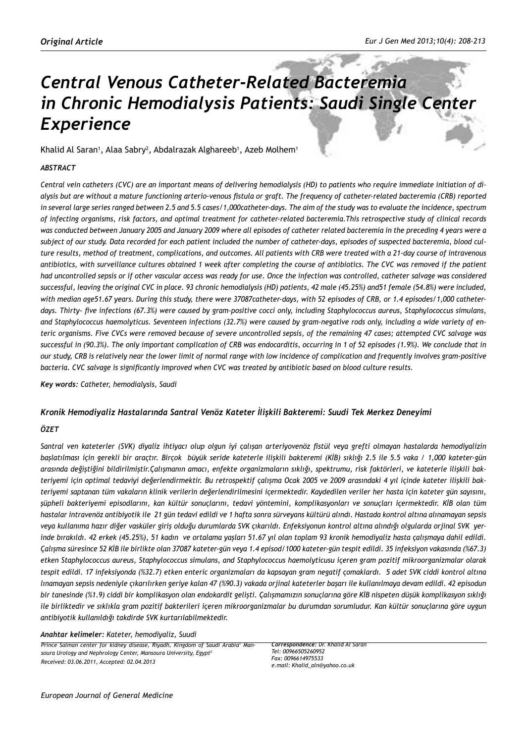*Original Article*

# *Central Venous Catheter-Related Bacteremia in Chronic Hemodialysis Patients: Saudi Single Center Experience*

Khalid Al Saran[1], Alaa Sabry[2], Abdalrazak Alghareeb[1], Azeb Molhem[1]

### *ABSTRACT*

*Central vein catheters (CVC) are an important means of delivering hemodialysis (HD) to patients who require immediate initiation of dialysis but are without a mature functioning arterio-venous fistula or graft. The frequency of catheter-related bacteremia (CRB) reported in several large series ranged between 2.5 and 5.5 cases/1,000catheter-days. The aim of the study was to evaluate the incidence, spectrum of infecting organisms, risk factors, and optimal treatment for catheter-related bacteremia.This retrospective study of clinical records was conducted between January 2005 and January 2009 where all episodes of catheter related bacteremia in the preceding 4 years were a subject of our study. Data recorded for each patient included the number of catheter-days, episodes of suspected bacteremia, blood culture results, method of treatment, complications, and outcomes. All patients with CRB were treated with a 21-day course of intravenous antibiotics, with surveillance cultures obtained 1 week after completing the course of antibiotics. The CVC was removed if the patient had uncontrolled sepsis or if other vascular access was ready for use. Once the infection was controlled, catheter salvage was considered successful, leaving the original CVC in place. 93 chronic hemodialysis (HD) patients, 42 male (45.25%) and51 female (54.8%) were included, with median age51.67 years. During this study, there were 37087catheter-days, with 52 episodes of CRB, or 1.4 episodes/1,000 catheter-days. Thirty- five infections (67.3%) were caused by gram-positive cocci only, including Staphylococcus aureus, Staphylococcus simulans, and Staphylococcus haemolyticus. Seventeen infections (32.7%) were caused by gram-negative rods only, including a wide variety of enteric organisms. Five CVCs were removed because of severe uncontrolled sepsis, of the remaining 47 cases; attempted CVC salvage was successful in (90.3%). The only important complication of CRB was endocarditis, occurring in 1 of 52 episodes (1.9%). We conclude that in our study, CRB is relatively near the lower limit of normal range with low incidence of complication and frequently involves gram-positive bacteria. CVC salvage is significantly improved when CVC was treated by antibiotic based on blood culture results.*

***Key words:*** *Catheter, hemodialysis, Saudi*

### *Kronik Hemodiyaliz Hastalarında Santral Venöz Kateter İlişkili Bakteremi: Suudi Tek Merkez Deneyimi*

### *ÖZET*

*Santral ven kateterler (SVK) diyaliz ihtiyacı olup olgun iyi çalışan arteriyovenöz fistül veya grefti olmayan hastalarda hemodiyalizin başlatılması için gerekli bir araçtır. Birçok büyük seride kateterle ilişkili bakteremi (KİB) sıklığı 2.5 ile 5.5 vaka / 1,000 kateter-gün arasında değiştiğini bildirilmiştir.Çalışmanın amacı, enfekte organizmaların sıklığı, spektrumu, risk faktörleri, ve kateterle ilişkili bakteriyemi için optimal tedaviyi değerlendirmektir. Bu retrospektif çalışma Ocak 2005 ve 2009 arasındaki 4 yıl içinde kateter ilişkili bakteriyemi saptanan tüm vakaların klinik verilerin değerlendirilmesini içermektedir. Kaydedilen veriler her hasta için kateter gün sayısını, şüpheli bakteriyemi episodlarını, kan kültür sonuçlarını, tedavi yöntemini, komplikasyonları ve sonuçları içermektedir. KİB olan tüm hastalar intravenöz antibiyotik ile 21 gün tedavi edildi ve 1 hafta sonra sürveyans kültürü alındı. Hastada kontrol altına alınamayan sepsis veya kullanıma hazır diğer vasküler giriş olduğu durumlarda SVK çıkarıldı. Enfeksiyonun kontrol altına alındığı olgularda orjinal SVK yerinde bırakıldı. 42 erkek (45.25%), 51 kadın ve ortalama yaşları 51.67 yıl olan toplam 93 kronik hemodiyaliz hasta çalışmaya dahil edildi. Çalışma süresince 52 KİB ile birlikte olan 37087 kateter-gün veya 1.4 episod/1000 kateter-gün tespit edildi. 35 infeksiyon vakasında (%67.3) etken Staphylococcus aureus, Staphylococcus simulans, and Staphylococcus haemolyticusu içeren gram pozitif mikroorganizmalar olarak tespit edildi. 17 infeksiyonda (%32.7) etken enteric organizmaları da kapsayan gram negatif çomaklardı. 5 adet SVK ciddi kontrol altına lınamayan sepsis nedeniyle çıkarılırken geriye kalan 47 (%90.3) vakada orjinal kateterler başarı ile kullanılmaya devam edildi. 42 episodun bir tanesinde (%1.9) ciddi bir komplikasyon olan endokardit gelişti. Çalışmamızın sonuçlarına göre KİB nispeten düşük komplikasyon sıklığı ile birliktedir ve sıklıkla gram pozitif bakterileri içeren mikroorganizmalar bu durumdan sorumludur. Kan kültür sonuçlarına göre uygun antibiyotik kullanıldığı takdirde SVK kurtarılabilmektedir.*

***Anahtar kelimeler:*** *Kateter, hemodiyaliz, Suudi*

*Prince Salman center for kidney disease, Riyadh, Kingdom of Saudi Arabia[1] Mansoura Urology and Nephrology Center, Mansoura University, Egypt[2]*
*Received: 03.06.2011, Accepted: 02.04.2013*

*Correspondence: Dr. Khalid Al Saran*
*Tel: 00966505260952*
*Fax: 0096614975533*
*e.mail: Khalid_aln@yahoo.co.uk*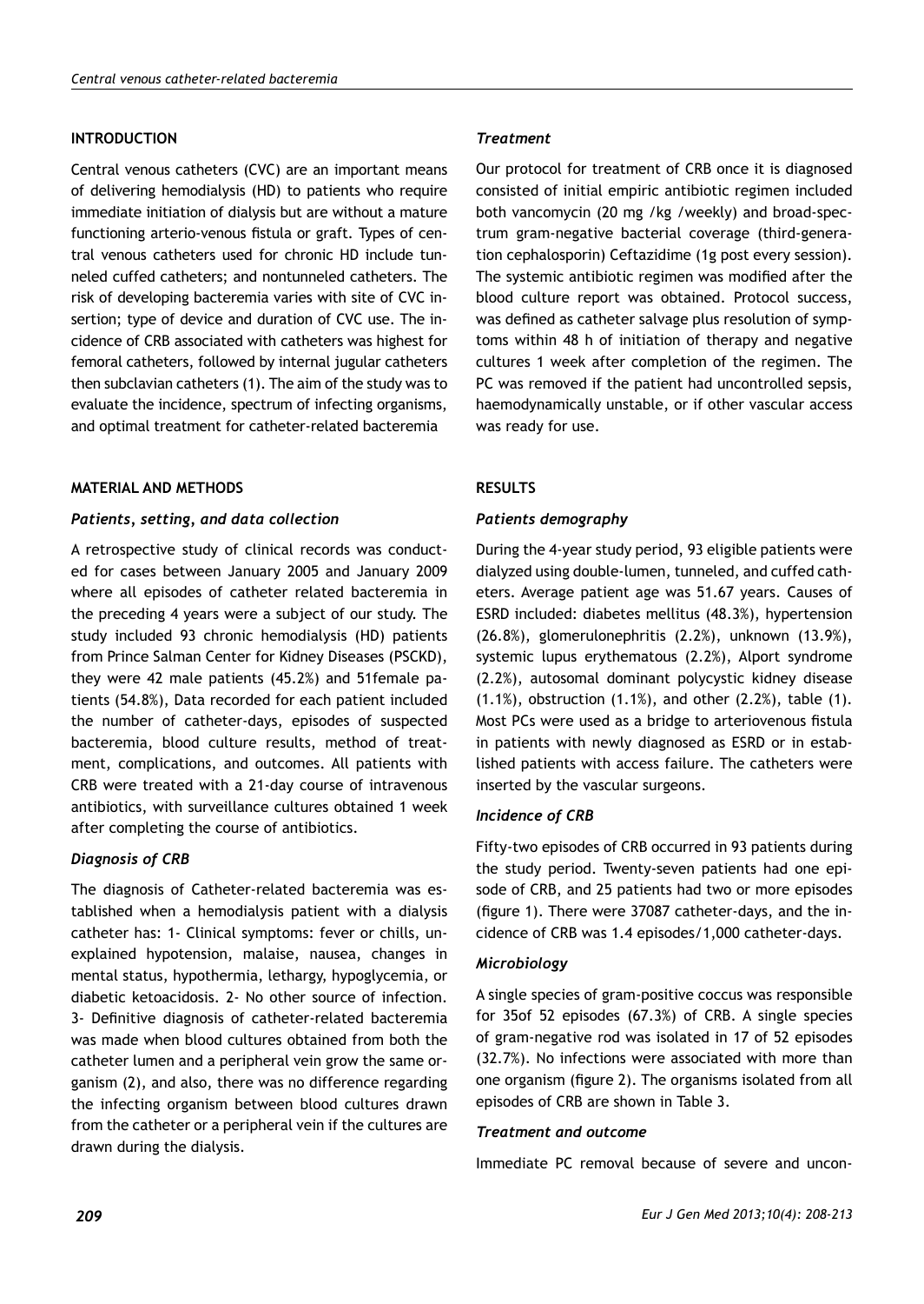## INTRODUCTION

Central venous catheters (CVC) are an important means of delivering hemodialysis (HD) to patients who require immediate initiation of dialysis but are without a mature functioning arterio-venous fistula or graft. Types of central venous catheters used for chronic HD include tunneled cuffed catheters; and nontunneled catheters. The risk of developing bacteremia varies with site of CVC insertion; type of device and duration of CVC use. The incidence of CRB associated with catheters was highest for femoral catheters, followed by internal jugular catheters then subclavian catheters (1). The aim of the study was to evaluate the incidence, spectrum of infecting organisms, and optimal treatment for catheter-related bacteremia

## MATERIAL AND METHODS

### *Patients, setting, and data collection*

A retrospective study of clinical records was conducted for cases between January 2005 and January 2009 where all episodes of catheter related bacteremia in the preceding 4 years were a subject of our study. The study included 93 chronic hemodialysis (HD) patients from Prince Salman Center for Kidney Diseases (PSCKD), they were 42 male patients (45.2%) and 51female patients (54.8%), Data recorded for each patient included the number of catheter-days, episodes of suspected bacteremia, blood culture results, method of treatment, complications, and outcomes. All patients with CRB were treated with a 21-day course of intravenous antibiotics, with surveillance cultures obtained 1 week after completing the course of antibiotics.

### *Diagnosis of CRB*

The diagnosis of Catheter-related bacteremia was established when a hemodialysis patient with a dialysis catheter has: 1- Clinical symptoms: fever or chills, unexplained hypotension, malaise, nausea, changes in mental status, hypothermia, lethargy, hypoglycemia, or diabetic ketoacidosis. 2- No other source of infection. 3- Definitive diagnosis of catheter-related bacteremia was made when blood cultures obtained from both the catheter lumen and a peripheral vein grow the same organism (2), and also, there was no difference regarding the infecting organism between blood cultures drawn from the catheter or a peripheral vein if the cultures are drawn during the dialysis.

### *Treatment*

Our protocol for treatment of CRB once it is diagnosed consisted of initial empiric antibiotic regimen included both vancomycin (20 mg /kg /weekly) and broad-spectrum gram-negative bacterial coverage (third-generation cephalosporin) Ceftazidime (1g post every session). The systemic antibiotic regimen was modified after the blood culture report was obtained. Protocol success, was defined as catheter salvage plus resolution of symptoms within 48 h of initiation of therapy and negative cultures 1 week after completion of the regimen. The PC was removed if the patient had uncontrolled sepsis, haemodynamically unstable, or if other vascular access was ready for use.

## RESULTS

### *Patients demography*

During the 4-year study period, 93 eligible patients were dialyzed using double-lumen, tunneled, and cuffed catheters. Average patient age was 51.67 years. Causes of ESRD included: diabetes mellitus (48.3%), hypertension (26.8%), glomerulonephritis (2.2%), unknown (13.9%), systemic lupus erythematosus (2.2%), Alport syndrome (2.2%), autosomal dominant polycystic kidney disease (1.1%), obstruction (1.1%), and other (2.2%), table (1). Most PCs were used as a bridge to arteriovenous fistula in patients with newly diagnosed as ESRD or in established patients with access failure. The catheters were inserted by the vascular surgeons.

### *Incidence of CRB*

Fifty-two episodes of CRB occurred in 93 patients during the study period. Twenty-seven patients had one episode of CRB, and 25 patients had two or more episodes (figure 1). There were 37087 catheter-days, and the incidence of CRB was 1.4 episodes/1,000 catheter-days.

### *Microbiology*

A single species of gram-positive coccus was responsible for 35of 52 episodes (67.3%) of CRB. A single species of gram-negative rod was isolated in 17 of 52 episodes (32.7%). No infections were associated with more than one organism (figure 2). The organisms isolated from all episodes of CRB are shown in Table 3.

### *Treatment and outcome*

Immediate PC removal because of severe and uncon-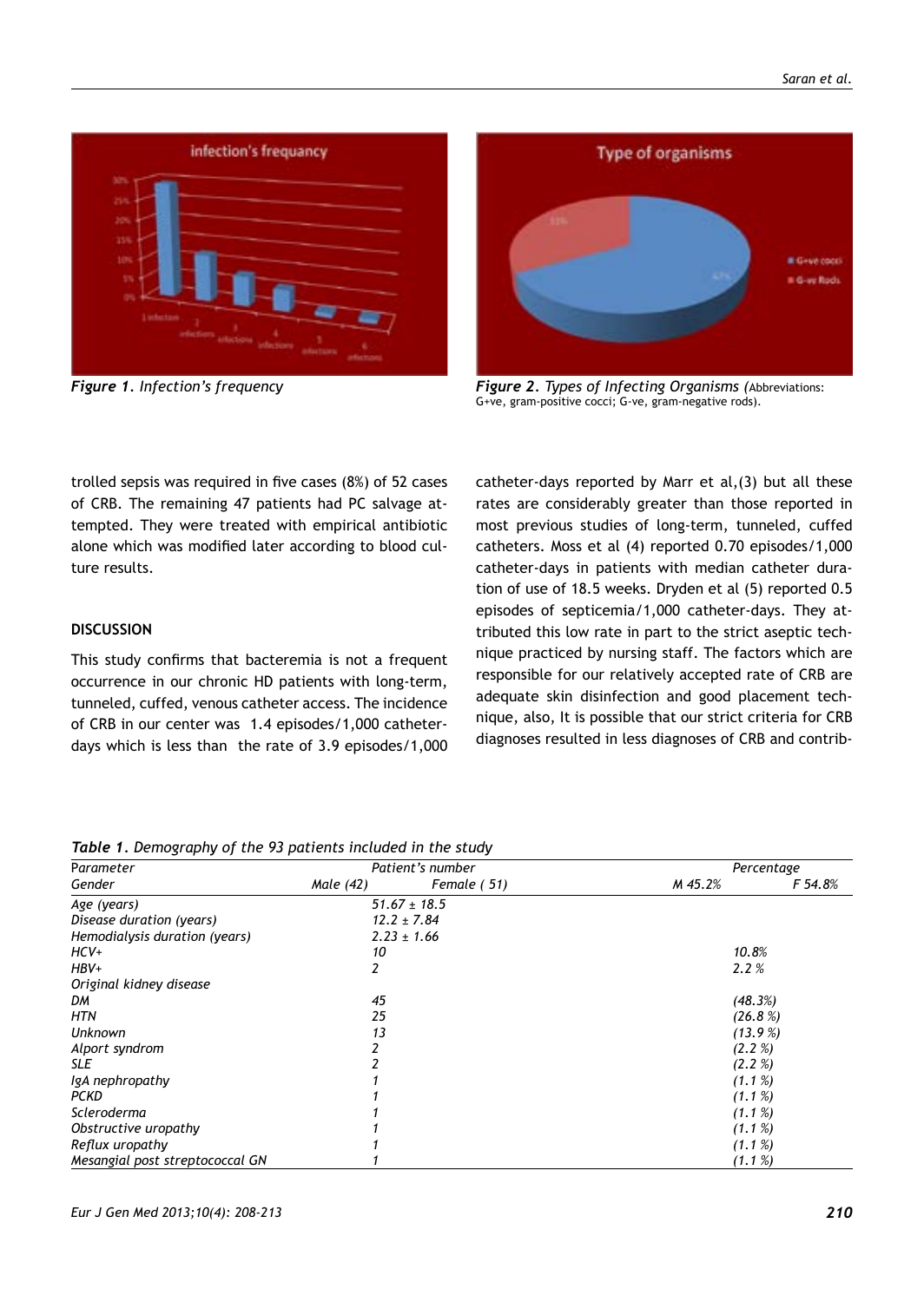*Figure 1. Infection's frequency*

*Figure 2. Types of Infecting Organisms (*Abbreviations: G+ve, gram-positive cocci; G-ve, gram-negative rods).

trolled sepsis was required in five cases (8%) of 52 cases of CRB. The remaining 47 patients had PC salvage attempted. They were treated with empirical antibiotic alone which was modified later according to blood culture results.

## DISCUSSION

This study confirms that bacteremia is not a frequent occurrence in our chronic HD patients with long-term, tunneled, cuffed, venous catheter access. The incidence of CRB in our center was 1.4 episodes/1,000 catheter-days which is less than the rate of 3.9 episodes/1,000 catheter-days reported by Marr et al,(3) but all these rates are considerably greater than those reported in most previous studies of long-term, tunneled, cuffed catheters. Moss et al (4) reported 0.70 episodes/1,000 catheter-days in patients with median catheter duration of use of 18.5 weeks. Dryden et al (5) reported 0.5 episodes of septicemia/1,000 catheter-days. They attributed this low rate in part to the strict aseptic technique practiced by nursing staff. The factors which are responsible for our relatively accepted rate of CRB are adequate skin disinfection and good placement technique, also, It is possible that our strict criteria for CRB diagnoses resulted in less diagnoses of CRB and contrib-

***Table 1.*** *Demography of the 93 patients included in the study*

| Parameter | Patient's number | | Percentage | |
|---|---|---|---|---|
| Gender | Male (42) | Female ( 51) | M 45.2% | F 54.8% |
| Age (years) | 51.67 ± 18.5 | | | |
| Disease duration (years) | 12.2 ± 7.84 | | | |
| Hemodialysis duration (years) | 2.23 ± 1.66 | | | |
| HCV+ | 10 | | 10.8% | |
| HBV+ | 2 | | 2.2 % | |
| Original kidney disease | | | | |
| DM | 45 | | (48.3%) | |
| HTN | 25 | | (26.8 %) | |
| Unknown | 13 | | (13.9 %) | |
| Alport syndrom | 2 | | (2.2 %) | |
| SLE | 2 | | (2.2 %) | |
| IgA nephropathy | 1 | | (1.1 %) | |
| PCKD | 1 | | (1.1 %) | |
| Scleroderma | 1 | | (1.1 %) | |
| Obstructive uropathy | 1 | | (1.1 %) | |
| Reflux uropathy | 1 | | (1.1 %) | |
| Mesangial post streptococcal GN | 1 | | (1.1 %) | |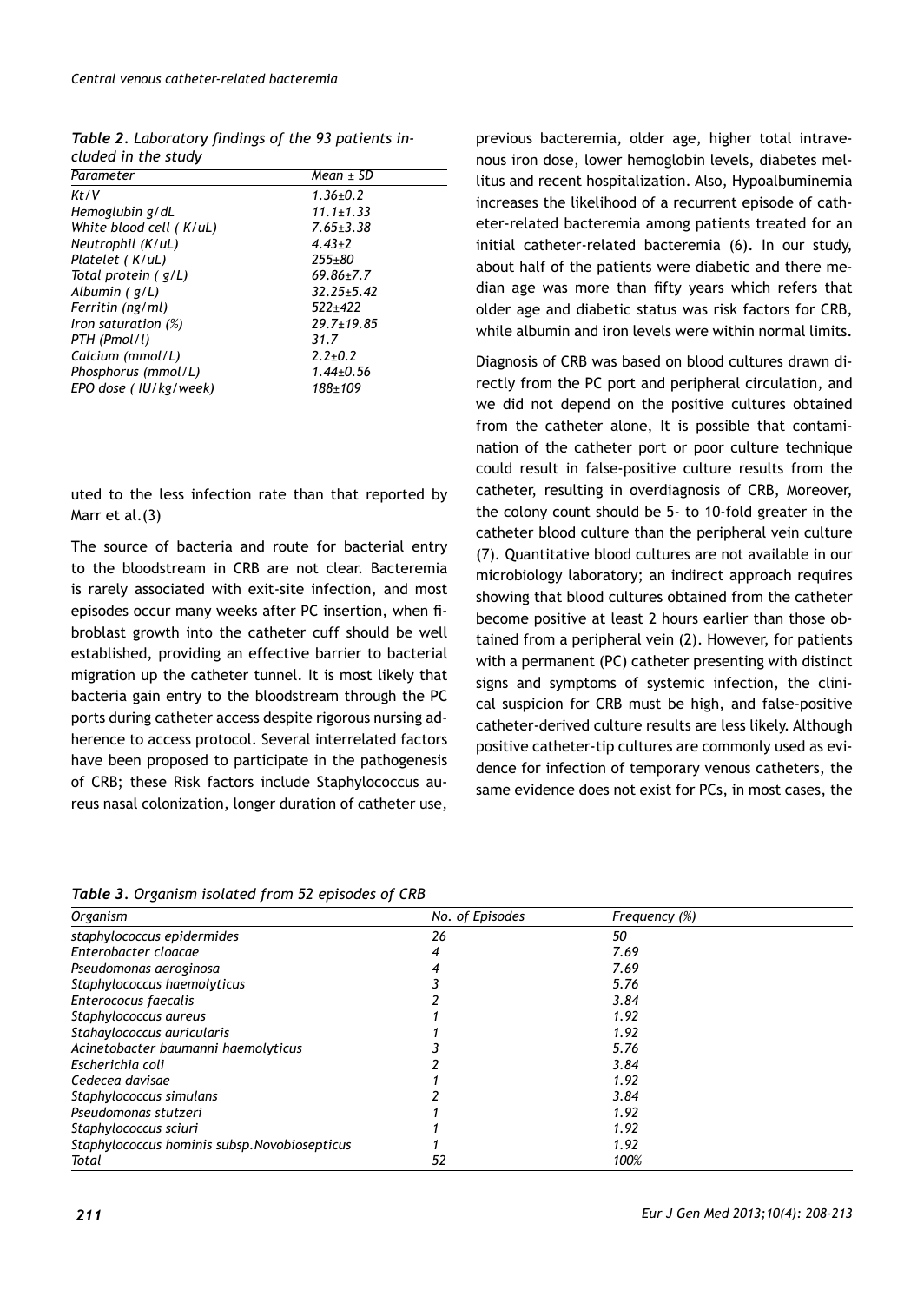*Table 2. Laboratory findings of the 93 patients included in the study*

| Parameter | Mean ± SD |
|---|---|
| Kt/V | 1.36±0.2 |
| Hemoglubin g/dL | 11.1±1.33 |
| White blood cell ( K/uL) | 7.65±3.38 |
| Neutrophil (K/uL) | 4.43±2 |
| Platelet ( K/uL) | 255±80 |
| Total protein ( g/L) | 69.86±7.7 |
| Albumin ( g/L) | 32.25±5.42 |
| Ferritin (ng/ml) | 522±422 |
| Iron saturation (%) | 29.7±19.85 |
| PTH (Pmol/l) | 31.7 |
| Calcium (mmol/L) | 2.2±0.2 |
| Phosphorus (mmol/L) | 1.44±0.56 |
| EPO dose ( IU/kg/week) | 188±109 |

uted to the less infection rate than that reported by Marr et al.(3)

The source of bacteria and route for bacterial entry to the bloodstream in CRB are not clear. Bacteremia is rarely associated with exit-site infection, and most episodes occur many weeks after PC insertion, when fibroblast growth into the catheter cuff should be well established, providing an effective barrier to bacterial migration up the catheter tunnel. It is most likely that bacteria gain entry to the bloodstream through the PC ports during catheter access despite rigorous nursing adherence to access protocol. Several interrelated factors have been proposed to participate in the pathogenesis of CRB; these Risk factors include Staphylococcus aureus nasal colonization, longer duration of catheter use, previous bacteremia, older age, higher total intravenous iron dose, lower hemoglobin levels, diabetes mellitus and recent hospitalization. Also, Hypoalbuminemia increases the likelihood of a recurrent episode of catheter-related bacteremia among patients treated for an initial catheter-related bacteremia (6). In our study, about half of the patients were diabetic and there median age was more than fifty years which refers that older age and diabetic status was risk factors for CRB, while albumin and iron levels were within normal limits.

Diagnosis of CRB was based on blood cultures drawn directly from the PC port and peripheral circulation, and we did not depend on the positive cultures obtained from the catheter alone, It is possible that contamination of the catheter port or poor culture technique could result in false-positive culture results from the catheter, resulting in overdiagnosis of CRB, Moreover, the colony count should be 5- to 10-fold greater in the catheter blood culture than the peripheral vein culture (7). Quantitative blood cultures are not available in our microbiology laboratory; an indirect approach requires showing that blood cultures obtained from the catheter become positive at least 2 hours earlier than those obtained from a peripheral vein (2). However, for patients with a permanent (PC) catheter presenting with distinct signs and symptoms of systemic infection, the clinical suspicion for CRB must be high, and false-positive catheter-derived culture results are less likely. Although positive catheter-tip cultures are commonly used as evidence for infection of temporary venous catheters, the same evidence does not exist for PCs, in most cases, the

*Table 3. Organism isolated from 52 episodes of CRB*

| Organism | No. of Episodes | Frequency (%) |
|---|---|---|
| staphylococcus epidermides | 26 | 50 |
| Enterobacter cloacae | 4 | 7.69 |
| Pseudomonas aeroginosa | 4 | 7.69 |
| Staphylococcus haemolyticus | 3 | 5.76 |
| Enterococus faecalis | 2 | 3.84 |
| Staphylococcus aureus | 1 | 1.92 |
| Stahaylococcus auricularis | 1 | 1.92 |
| Acinetobacter baumanni haemolyticus | 3 | 5.76 |
| Escherichia coli | 2 | 3.84 |
| Cedecea davisae | 1 | 1.92 |
| Staphylococcus simulans | 2 | 3.84 |
| Pseudomonas stutzeri | 1 | 1.92 |
| Staphylococcus sciuri | 1 | 1.92 |
| Staphylococcus hominis subsp.Novobiosepticus | 1 | 1.92 |
| Total | 52 | 100% |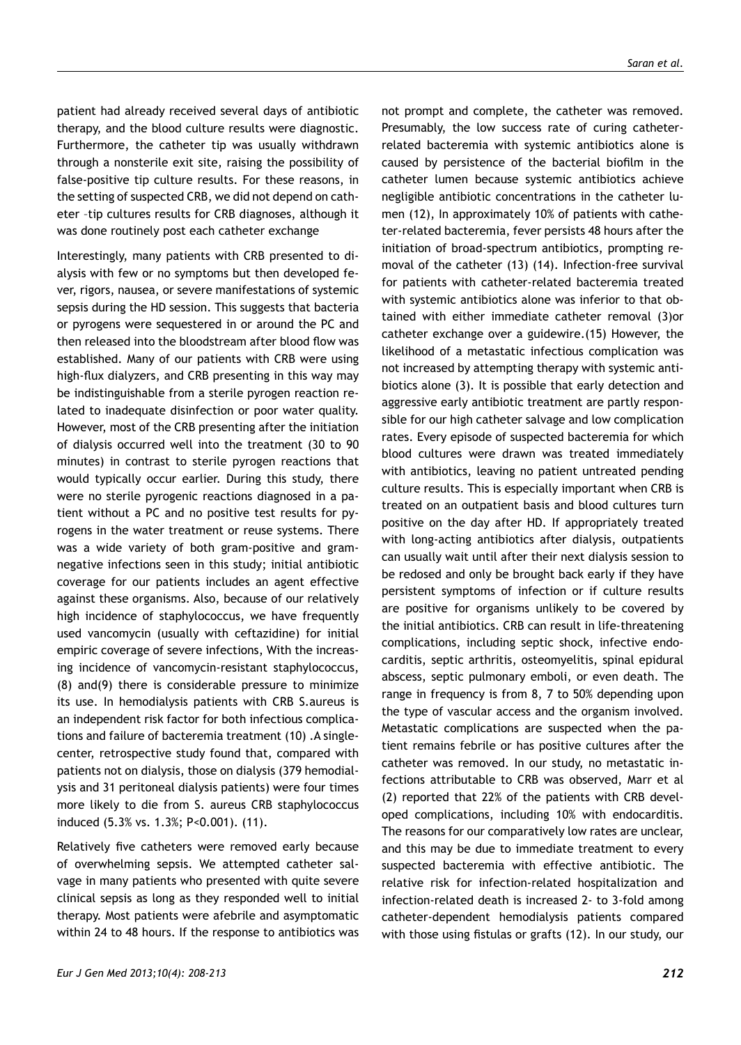patient had already received several days of antibiotic therapy, and the blood culture results were diagnostic. Furthermore, the catheter tip was usually withdrawn through a nonsterile exit site, raising the possibility of false-positive tip culture results. For these reasons, in the setting of suspected CRB, we did not depend on catheter –tip cultures results for CRB diagnoses, although it was done routinely post each catheter exchange

Interestingly, many patients with CRB presented to dialysis with few or no symptoms but then developed fever, rigors, nausea, or severe manifestations of systemic sepsis during the HD session. This suggests that bacteria or pyrogens were sequestered in or around the PC and then released into the bloodstream after blood flow was established. Many of our patients with CRB were using high-flux dialyzers, and CRB presenting in this way may be indistinguishable from a sterile pyrogen reaction related to inadequate disinfection or poor water quality. However, most of the CRB presenting after the initiation of dialysis occurred well into the treatment (30 to 90 minutes) in contrast to sterile pyrogen reactions that would typically occur earlier. During this study, there were no sterile pyrogenic reactions diagnosed in a patient without a PC and no positive test results for pyrogens in the water treatment or reuse systems. There was a wide variety of both gram-positive and gram-negative infections seen in this study; initial antibiotic coverage for our patients includes an agent effective against these organisms. Also, because of our relatively high incidence of staphylococcus, we have frequently used vancomycin (usually with ceftazidine) for initial empiric coverage of severe infections, With the increasing incidence of vancomycin-resistant staphylococcus, (8) and(9) there is considerable pressure to minimize its use. In hemodialysis patients with CRB S.aureus is an independent risk factor for both infectious complications and failure of bacteremia treatment (10) .A single-center, retrospective study found that, compared with patients not on dialysis, those on dialysis (379 hemodialysis and 31 peritoneal dialysis patients) were four times more likely to die from S. aureus CRB staphylococcus induced (5.3% vs. 1.3%; P<0.001). (11).

Relatively five catheters were removed early because of overwhelming sepsis. We attempted catheter salvage in many patients who presented with quite severe clinical sepsis as long as they responded well to initial therapy. Most patients were afebrile and asymptomatic within 24 to 48 hours. If the response to antibiotics was not prompt and complete, the catheter was removed. Presumably, the low success rate of curing catheter-related bacteremia with systemic antibiotics alone is caused by persistence of the bacterial biofilm in the catheter lumen because systemic antibiotics achieve negligible antibiotic concentrations in the catheter lumen (12), In approximately 10% of patients with catheter-related bacteremia, fever persists 48 hours after the initiation of broad-spectrum antibiotics, prompting removal of the catheter (13) (14). Infection-free survival for patients with catheter-related bacteremia treated with systemic antibiotics alone was inferior to that obtained with either immediate catheter removal (3)or catheter exchange over a guidewire.(15) However, the likelihood of a metastatic infectious complication was not increased by attempting therapy with systemic antibiotics alone (3). It is possible that early detection and aggressive early antibiotic treatment are partly responsible for our high catheter salvage and low complication rates. Every episode of suspected bacteremia for which blood cultures were drawn was treated immediately with antibiotics, leaving no patient untreated pending culture results. This is especially important when CRB is treated on an outpatient basis and blood cultures turn positive on the day after HD. If appropriately treated with long-acting antibiotics after dialysis, outpatients can usually wait until after their next dialysis session to be redosed and only be brought back early if they have persistent symptoms of infection or if culture results are positive for organisms unlikely to be covered by the initial antibiotics. CRB can result in life-threatening complications, including septic shock, infective endocarditis, septic arthritis, osteomyelitis, spinal epidural abscess, septic pulmonary emboli, or even death. The range in frequency is from 8, 7 to 50% depending upon the type of vascular access and the organism involved. Metastatic complications are suspected when the patient remains febrile or has positive cultures after the catheter was removed. In our study, no metastatic infections attributable to CRB was observed, Marr et al (2) reported that 22% of the patients with CRB developed complications, including 10% with endocarditis. The reasons for our comparatively low rates are unclear, and this may be due to immediate treatment to every suspected bacteremia with effective antibiotic. The relative risk for infection-related hospitalization and infection-related death is increased 2- to 3-fold among catheter-dependent hemodialysis patients compared with those using fistulas or grafts (12). In our study, our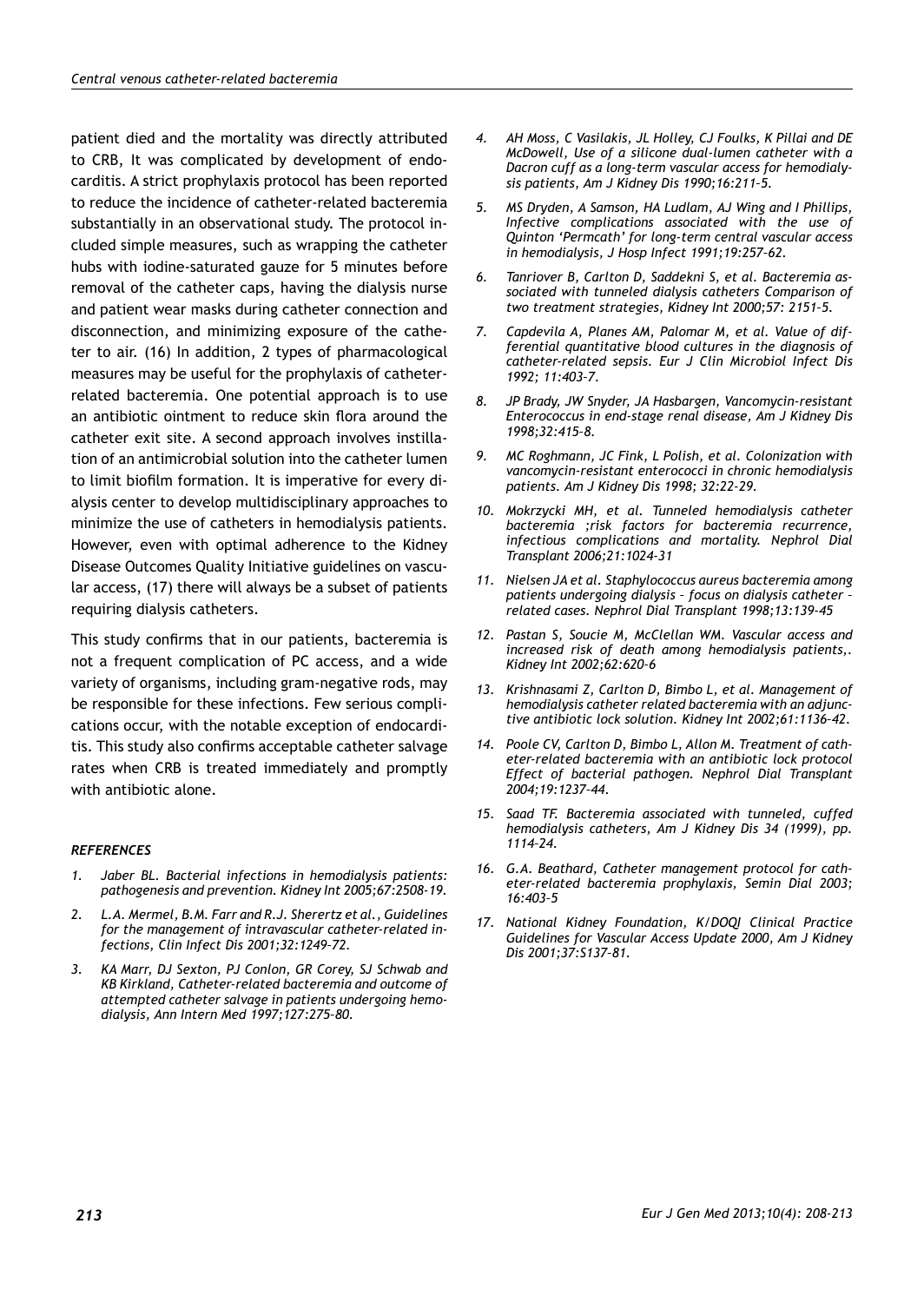patient died and the mortality was directly attributed to CRB, It was complicated by development of endocarditis. A strict prophylaxis protocol has been reported to reduce the incidence of catheter-related bacteremia substantially in an observational study. The protocol included simple measures, such as wrapping the catheter hubs with iodine-saturated gauze for 5 minutes before removal of the catheter caps, having the dialysis nurse and patient wear masks during catheter connection and disconnection, and minimizing exposure of the catheter to air. (16) In addition, 2 types of pharmacological measures may be useful for the prophylaxis of catheter-related bacteremia. One potential approach is to use an antibiotic ointment to reduce skin flora around the catheter exit site. A second approach involves instillation of an antimicrobial solution into the catheter lumen to limit biofilm formation. It is imperative for every dialysis center to develop multidisciplinary approaches to minimize the use of catheters in hemodialysis patients. However, even with optimal adherence to the Kidney Disease Outcomes Quality Initiative guidelines on vascular access, (17) there will always be a subset of patients requiring dialysis catheters.

This study confirms that in our patients, bacteremia is not a frequent complication of PC access, and a wide variety of organisms, including gram-negative rods, may be responsible for these infections. Few serious complications occur, with the notable exception of endocarditis. This study also confirms acceptable catheter salvage rates when CRB is treated immediately and promptly with antibiotic alone.

## *REFERENCES*

1. *Jaber BL. Bacterial infections in hemodialysis patients: pathogenesis and prevention. Kidney Int 2005;67:2508-19.*
2. *L.A. Mermel, B.M. Farr and R.J. Sherertz et al., Guidelines for the management of intravascular catheter-related infections, Clin Infect Dis 2001;32:1249–72.*
3. *KA Marr, DJ Sexton, PJ Conlon, GR Corey, SJ Schwab and KB Kirkland, Catheter-related bacteremia and outcome of attempted catheter salvage in patients undergoing hemodialysis, Ann Intern Med 1997;127:275–80.*
4. *AH Moss, C Vasilakis, JL Holley, CJ Foulks, K Pillai and DE McDowell, Use of a silicone dual-lumen catheter with a Dacron cuff as a long-term vascular access for hemodialysis patients, Am J Kidney Dis 1990;16:211–5.*
5. *MS Dryden, A Samson, HA Ludlam, AJ Wing and I Phillips, Infective complications associated with the use of Quinton 'Permcath' for long-term central vascular access in hemodialysis, J Hosp Infect 1991;19:257–62.*
6. *Tanriover B, Carlton D, Saddekni S, et al. Bacteremia associated with tunneled dialysis catheters Comparison of two treatment strategies, Kidney Int 2000;57: 2151–5.*
7. *Capdevila A, Planes AM, Palomar M, et al. Value of differential quantitative blood cultures in the diagnosis of catheter-related sepsis. Eur J Clin Microbiol Infect Dis 1992; 11:403–7.*
8. *JP Brady, JW Snyder, JA Hasbargen, Vancomycin-resistant Enterococcus in end-stage renal disease, Am J Kidney Dis 1998;32:415–8.*
9. *MC Roghmann, JC Fink, L Polish, et al. Colonization with vancomycin-resistant enterococci in chronic hemodialysis patients. Am J Kidney Dis 1998; 32:22-29.*
10. *Mokrzycki MH, et al. Tunneled hemodialysis catheter bacteremia ;risk factors for bacteremia recurrence, infectious complications and mortality. Nephrol Dial Transplant 2006;21:1024-31*
11. *Nielsen JA et al. Staphylococcus aureus bacteremia among patients undergoing dialysis – focus on dialysis catheter – related cases. Nephrol Dial Transplant 1998;13:139-45*
12. *Pastan S, Soucie M, McClellan WM. Vascular access and increased risk of death among hemodialysis patients,. Kidney Int 2002;62:620–6*
13. *Krishnasami Z, Carlton D, Bimbo L, et al. Management of hemodialysis catheter related bacteremia with an adjunctive antibiotic lock solution. Kidney Int 2002;61:1136–42.*
14. *Poole CV, Carlton D, Bimbo L, Allon M. Treatment of catheter-related bacteremia with an antibiotic lock protocol Effect of bacterial pathogen. Nephrol Dial Transplant 2004;19:1237–44.*
15. *Saad TF. Bacteremia associated with tunneled, cuffed hemodialysis catheters, Am J Kidney Dis 34 (1999), pp. 1114–24.*
16. *G.A. Beathard, Catheter management protocol for catheter-related bacteremia prophylaxis, Semin Dial 2003; 16:403–5*
17. *National Kidney Foundation, K/DOQI Clinical Practice Guidelines for Vascular Access Update 2000, Am J Kidney Dis 2001;37:S137–81.*